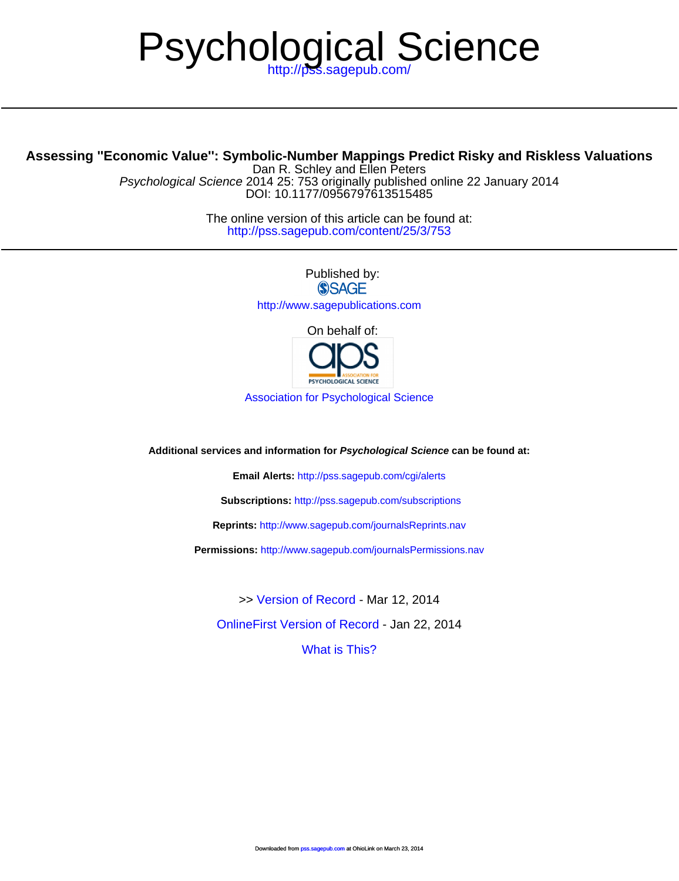# Psychological Science

http://pss.sagepub.com/

## Assessing "Economic Value": Symbolic-Number Mappings Predict Risky and Riskless Valuations

Dan R. Schley and Ellen Peters

*Psychological Science* 2014 25: 753 originally published online 22 January 2014

DOI: 10.1177/0956797613515485

The online version of this article can be found at:

http://pss.sagepub.com/content/25/3/753

Published by:

SAGE

http://www.sagepublications.com

On behalf of:

aps ASSOCIATION FOR PSYCHOLOGICAL SCIENCE

Association for Psychological Science

**Additional services and information for *Psychological Science* can be found at:**

**Email Alerts:** http://pss.sagepub.com/cgi/alerts

**Subscriptions:** http://pss.sagepub.com/subscriptions

**Reprints:** http://www.sagepub.com/journalsReprints.nav

**Permissions:** http://www.sagepub.com/journalsPermissions.nav

>> Version of Record - Mar 12, 2014

OnlineFirst Version of Record - Jan 22, 2014

What is This?

Downloaded from pss.sagepub.com at OhioLink on March 23, 2014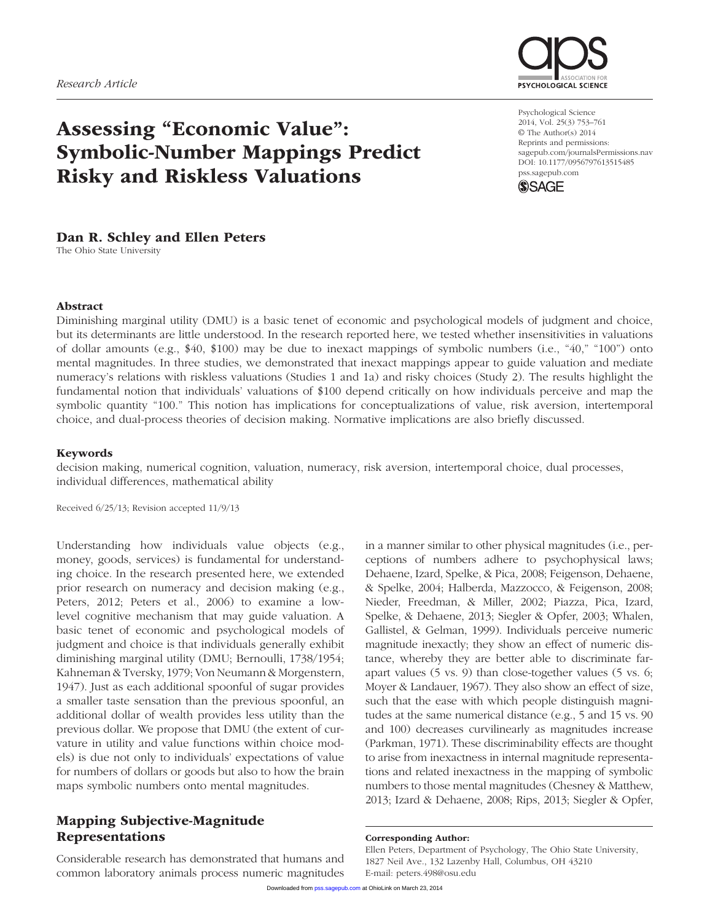Research Article

# Assessing "Economic Value": Symbolic-Number Mappings Predict Risky and Riskless Valuations

Psychological Science
2014, Vol. 25(3) 753–761
© The Author(s) 2014
Reprints and permissions: sagepub.com/journalsPermissions.nav
DOI: 10.1177/0956797613515485
pss.sagepub.com

**Dan R. Schley and Ellen Peters**
The Ohio State University

## Abstract

Diminishing marginal utility (DMU) is a basic tenet of economic and psychological models of judgment and choice, but its determinants are little understood. In the research reported here, we tested whether insensitivities in valuations of dollar amounts (e.g., $40, $100) may be due to inexact mappings of symbolic numbers (i.e., "40," "100") onto mental magnitudes. In three studies, we demonstrated that inexact mappings appear to guide valuation and mediate numeracy's relations with riskless valuations (Studies 1 and 1a) and risky choices (Study 2). The results highlight the fundamental notion that individuals' valuations of $100 depend critically on how individuals perceive and map the symbolic quantity "100." This notion has implications for conceptualizations of value, risk aversion, intertemporal choice, and dual-process theories of decision making. Normative implications are also briefly discussed.

## Keywords

decision making, numerical cognition, valuation, numeracy, risk aversion, intertemporal choice, dual processes, individual differences, mathematical ability

Received 6/25/13; Revision accepted 11/9/13

Understanding how individuals value objects (e.g., money, goods, services) is fundamental for understanding choice. In the research presented here, we extended prior research on numeracy and decision making (e.g., Peters, 2012; Peters et al., 2006) to examine a low-level cognitive mechanism that may guide valuation. A basic tenet of economic and psychological models of judgment and choice is that individuals generally exhibit diminishing marginal utility (DMU; Bernoulli, 1738/1954; Kahneman & Tversky, 1979; Von Neumann & Morgenstern, 1947). Just as each additional spoonful of sugar provides a smaller taste sensation than the previous spoonful, an additional dollar of wealth provides less utility than the previous dollar. We propose that DMU (the extent of curvature in utility and value functions within choice models) is due not only to individuals' expectations of value for numbers of dollars or goods but also to how the brain maps symbolic numbers onto mental magnitudes.

## Mapping Subjective-Magnitude Representations

Considerable research has demonstrated that humans and common laboratory animals process numeric magnitudes in a manner similar to other physical magnitudes (i.e., perceptions of numbers adhere to psychophysical laws; Dehaene, Izard, Spelke, & Pica, 2008; Feigenson, Dehaene, & Spelke, 2004; Halberda, Mazzocco, & Feigenson, 2008; Nieder, Freedman, & Miller, 2002; Piazza, Pica, Izard, Spelke, & Dehaene, 2013; Siegler & Opfer, 2003; Whalen, Gallistel, & Gelman, 1999). Individuals perceive numeric magnitude inexactly; they show an effect of numeric distance, whereby they are better able to discriminate far-apart values (5 vs. 9) than close-together values (5 vs. 6; Moyer & Landauer, 1967). They also show an effect of size, such that the ease with which people distinguish magnitudes at the same numerical distance (e.g., 5 and 15 vs. 90 and 100) decreases curvilinearly as magnitudes increase (Parkman, 1971). These discriminability effects are thought to arise from inexactness in internal magnitude representations and related inexactness in the mapping of symbolic numbers to those mental magnitudes (Chesney & Matthew, 2013; Izard & Dehaene, 2008; Rips, 2013; Siegler & Opfer,

**Corresponding Author:**
Ellen Peters, Department of Psychology, The Ohio State University, 1827 Neil Ave., 132 Lazenby Hall, Columbus, OH 43210
E-mail: peters.498@osu.edu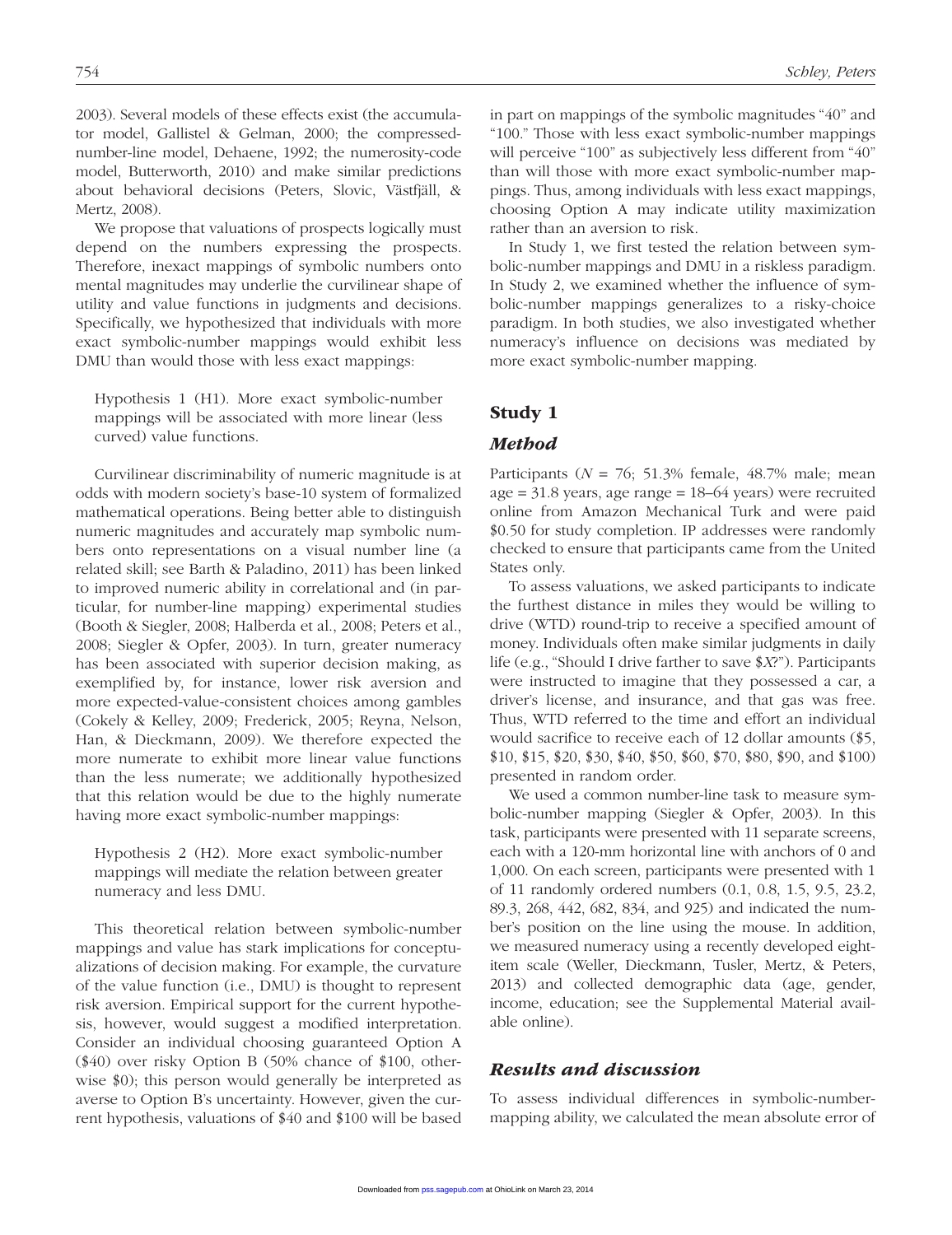2003). Several models of these effects exist (the accumulator model, Gallistel & Gelman, 2000; the compressed-number-line model, Dehaene, 1992; the numerosity-code model, Butterworth, 2010) and make similar predictions about behavioral decisions (Peters, Slovic, Västfjäll, & Mertz, 2008).

We propose that valuations of prospects logically must depend on the numbers expressing the prospects. Therefore, inexact mappings of symbolic numbers onto mental magnitudes may underlie the curvilinear shape of utility and value functions in judgments and decisions. Specifically, we hypothesized that individuals with more exact symbolic-number mappings would exhibit less DMU than would those with less exact mappings:

> Hypothesis 1 (H1). More exact symbolic-number mappings will be associated with more linear (less curved) value functions.

Curvilinear discriminability of numeric magnitude is at odds with modern society's base-10 system of formalized mathematical operations. Being better able to distinguish numeric magnitudes and accurately map symbolic numbers onto representations on a visual number line (a related skill; see Barth & Paladino, 2011) has been linked to improved numeric ability in correlational and (in particular, for number-line mapping) experimental studies (Booth & Siegler, 2008; Halberda et al., 2008; Peters et al., 2008; Siegler & Opfer, 2003). In turn, greater numeracy has been associated with superior decision making, as exemplified by, for instance, lower risk aversion and more expected-value-consistent choices among gambles (Cokely & Kelley, 2009; Frederick, 2005; Reyna, Nelson, Han, & Dieckmann, 2009). We therefore expected the more numerate to exhibit more linear value functions than the less numerate; we additionally hypothesized that this relation would be due to the highly numerate having more exact symbolic-number mappings:

> Hypothesis 2 (H2). More exact symbolic-number mappings will mediate the relation between greater numeracy and less DMU.

This theoretical relation between symbolic-number mappings and value has stark implications for conceptualizations of decision making. For example, the curvature of the value function (i.e., DMU) is thought to represent risk aversion. Empirical support for the current hypothesis, however, would suggest a modified interpretation. Consider an individual choosing guaranteed Option A ($40) over risky Option B (50% chance of $100, otherwise $0); this person would generally be interpreted as averse to Option B's uncertainty. However, given the current hypothesis, valuations of $40 and $100 will be based in part on mappings of the symbolic magnitudes "40" and "100." Those with less exact symbolic-number mappings will perceive "100" as subjectively less different from "40" than will those with more exact symbolic-number mappings. Thus, among individuals with less exact mappings, choosing Option A may indicate utility maximization rather than an aversion to risk.

In Study 1, we first tested the relation between symbolic-number mappings and DMU in a riskless paradigm. In Study 2, we examined whether the influence of symbolic-number mappings generalizes to a risky-choice paradigm. In both studies, we also investigated whether numeracy's influence on decisions was mediated by more exact symbolic-number mapping.

## Study 1

### *Method*

Participants ($N$ = 76; 51.3% female, 48.7% male; mean age = 31.8 years, age range = 18–64 years) were recruited online from Amazon Mechanical Turk and were paid $0.50 for study completion. IP addresses were randomly checked to ensure that participants came from the United States only.

To assess valuations, we asked participants to indicate the furthest distance in miles they would be willing to drive (WTD) round-trip to receive a specified amount of money. Individuals often make similar judgments in daily life (e.g., "Should I drive farther to save $*X*?"). Participants were instructed to imagine that they possessed a car, a driver's license, and insurance, and that gas was free. Thus, WTD referred to the time and effort an individual would sacrifice to receive each of 12 dollar amounts ($5, $10, $15, $20, $30, $40, $50, $60, $70, $80, $90, and $100) presented in random order.

We used a common number-line task to measure symbolic-number mapping (Siegler & Opfer, 2003). In this task, participants were presented with 11 separate screens, each with a 120-mm horizontal line with anchors of 0 and 1,000. On each screen, participants were presented with 1 of 11 randomly ordered numbers (0.1, 0.8, 1.5, 9.5, 23.2, 89.3, 268, 442, 682, 834, and 925) and indicated the number's position on the line using the mouse. In addition, we measured numeracy using a recently developed eight-item scale (Weller, Dieckmann, Tusler, Mertz, & Peters, 2013) and collected demographic data (age, gender, income, education; see the Supplemental Material available online).

### *Results and discussion*

To assess individual differences in symbolic-number-mapping ability, we calculated the mean absolute error of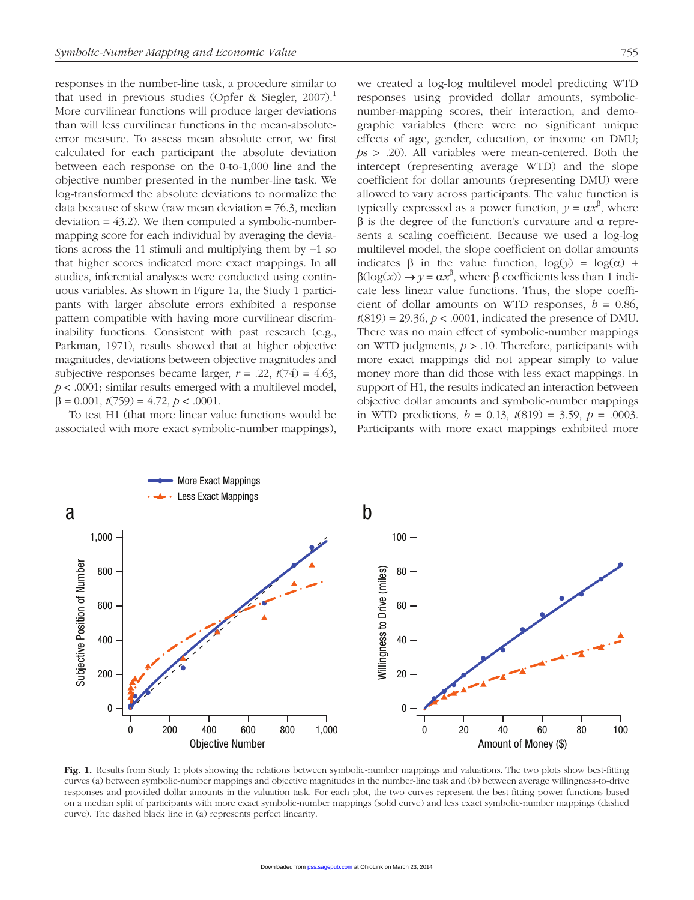responses in the number-line task, a procedure similar to that used in previous studies (Opfer & Siegler, 2007).[1] More curvilinear functions will produce larger deviations than will less curvilinear functions in the mean-absolute-error measure. To assess mean absolute error, we first calculated for each participant the absolute deviation between each response on the 0-to-1,000 line and the objective number presented in the number-line task. We log-transformed the absolute deviations to normalize the data because of skew (raw mean deviation = 76.3, median deviation = 43.2). We then computed a symbolic-number-mapping score for each individual by averaging the deviations across the 11 stimuli and multiplying them by −1 so that higher scores indicated more exact mappings. In all studies, inferential analyses were conducted using continuous variables. As shown in Figure 1a, the Study 1 participants with larger absolute errors exhibited a response pattern compatible with having more curvilinear discriminability functions. Consistent with past research (e.g., Parkman, 1971), results showed that at higher objective magnitudes, deviations between objective magnitudes and subjective responses became larger, $r = .22$, $t(74) = 4.63$, $p < .0001$; similar results emerged with a multilevel model, $\beta = 0.001$, $t(759) = 4.72$, $p < .0001$.

To test H1 (that more linear value functions would be associated with more exact symbolic-number mappings), we created a log-log multilevel model predicting WTD responses using provided dollar amounts, symbolic-number-mapping scores, their interaction, and demographic variables (there were no significant unique effects of age, gender, education, or income on DMU; $ps > .20$). All variables were mean-centered. Both the intercept (representing average WTD) and the slope coefficient for dollar amounts (representing DMU) were allowed to vary across participants. The value function is typically expressed as a power function, $y = \alpha x^{\beta}$, where $\beta$ is the degree of the function's curvature and $\alpha$ represents a scaling coefficient. Because we used a log-log multilevel model, the slope coefficient on dollar amounts indicates $\beta$ in the value function, $\log(y) = \log(\alpha) + \beta(\log(x)) \rightarrow y = \alpha x^{\beta}$, where $\beta$ coefficients less than 1 indicate less linear value functions. Thus, the slope coefficient of dollar amounts on WTD responses, $b = 0.86$, $t(819) = 29.36$, $p < .0001$, indicated the presence of DMU. There was no main effect of symbolic-number mappings on WTD judgments, $p > .10$. Therefore, participants with more exact mappings did not appear simply to value money more than did those with less exact mappings. In support of H1, the results indicated an interaction between objective dollar amounts and symbolic-number mappings in WTD predictions, $b = 0.13$, $t(819) = 3.59$, $p = .0003$. Participants with more exact mappings exhibited more

**Fig. 1.** Results from Study 1: plots showing the relations between symbolic-number mappings and valuations. The two plots show best-fitting curves (a) between symbolic-number mappings and objective magnitudes in the number-line task and (b) between average willingness-to-drive responses and provided dollar amounts in the valuation task. For each plot, the two curves represent the best-fitting power functions based on a median split of participants with more exact symbolic-number mappings (solid curve) and less exact symbolic-number mappings (dashed curve). The dashed black line in (a) represents perfect linearity.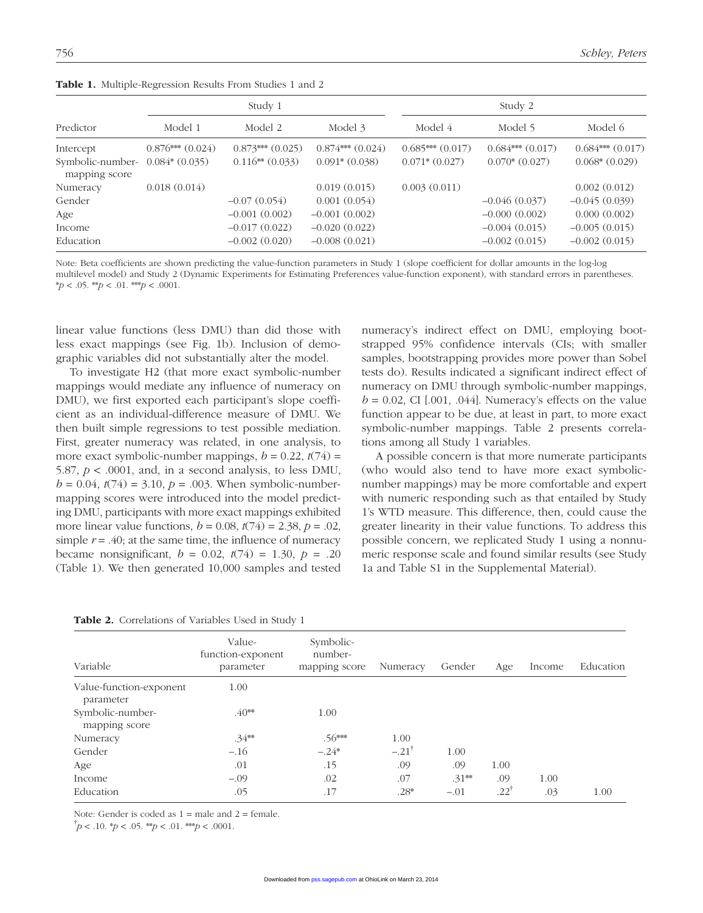**Table 1.** Multiple-Regression Results From Studies 1 and 2

| Predictor | Study 1 | | | Study 2 | | |
|---|---|---|---|---|---|---|
| | Model 1 | Model 2 | Model 3 | Model 4 | Model 5 | Model 6 |
| Intercept | 0.876*** (0.024) | 0.873*** (0.025) | 0.874*** (0.024) | 0.685*** (0.017) | 0.684*** (0.017) | 0.684*** (0.017) |
| Symbolic-number-mapping score | 0.084* (0.035) | 0.116** (0.033) | 0.091* (0.038) | 0.071* (0.027) | 0.070* (0.027) | 0.068* (0.029) |
| Numeracy | 0.018 (0.014) | | 0.019 (0.015) | 0.003 (0.011) | | 0.002 (0.012) |
| Gender | | −0.07 (0.054) | 0.001 (0.054) | | −0.046 (0.037) | −0.045 (0.039) |
| Age | | −0.001 (0.002) | −0.001 (0.002) | | −0.000 (0.002) | 0.000 (0.002) |
| Income | | −0.017 (0.022) | −0.020 (0.022) | | −0.004 (0.015) | −0.005 (0.015) |
| Education | | −0.002 (0.020) | −0.008 (0.021) | | −0.002 (0.015) | −0.002 (0.015) |

Note: Beta coefficients are shown predicting the value-function parameters in Study 1 (slope coefficient for dollar amounts in the log-log multilevel model) and Study 2 (Dynamic Experiments for Estimating Preferences value-function exponent), with standard errors in parentheses. *$p < .05$. **$p < .01$. ***$p < .0001$.

linear value functions (less DMU) than did those with less exact mappings (see Fig. 1b). Inclusion of demographic variables did not substantially alter the model.

To investigate H2 (that more exact symbolic-number mappings would mediate any influence of numeracy on DMU), we first exported each participant's slope coefficient as an individual-difference measure of DMU. We then built simple regressions to test possible mediation. First, greater numeracy was related, in one analysis, to more exact symbolic-number mappings, $b = 0.22$, $t(74) = 5.87$, $p < .0001$, and, in a second analysis, to less DMU, $b = 0.04$, $t(74) = 3.10$, $p = .003$. When symbolic-number-mapping scores were introduced into the model predicting DMU, participants with more exact mappings exhibited more linear value functions, $b = 0.08$, $t(74) = 2.38$, $p = .02$, simple $r = .40$; at the same time, the influence of numeracy became nonsignificant, $b = 0.02$, $t(74) = 1.30$, $p = .20$ (Table 1). We then generated 10,000 samples and tested numeracy's indirect effect on DMU, employing bootstrapped 95% confidence intervals (CIs; with smaller samples, bootstrapping provides more power than Sobel tests do). Results indicated a significant indirect effect of numeracy on DMU through symbolic-number mappings, $b = 0.02$, CI [.001, .044]. Numeracy's effects on the value function appear to be due, at least in part, to more exact symbolic-number mappings. Table 2 presents correlations among all Study 1 variables.

A possible concern is that more numerate participants (who would also tend to have more exact symbolic-number mappings) may be more comfortable and expert with numeric responding such as that entailed by Study 1's WTD measure. This difference, then, could cause the greater linearity in their value functions. To address this possible concern, we replicated Study 1 using a nonnumeric response scale and found similar results (see Study 1a and Table S1 in the Supplemental Material).

**Table 2.** Correlations of Variables Used in Study 1

| Variable | Value-function-exponent parameter | Symbolic-number-mapping score | Numeracy | Gender | Age | Income | Education |
|---|---|---|---|---|---|---|---|
| Value-function-exponent parameter | 1.00 | | | | | | |
| Symbolic-number-mapping score | .40** | 1.00 | | | | | |
| Numeracy | .34** | .56*** | 1.00 | | | | |
| Gender | −.16 | −.24* | −.21[†] | 1.00 | | | |
| Age | .01 | .15 | .09 | .09 | 1.00 | | |
| Income | −.09 | .02 | .07 | .31** | .09 | 1.00 | |
| Education | .05 | .17 | .28* | −.01 | .22[†] | .03 | 1.00 |

Note: Gender is coded as 1 = male and 2 = female.
[†]$p < .10$. *$p < .05$. **$p < .01$. ***$p < .0001$.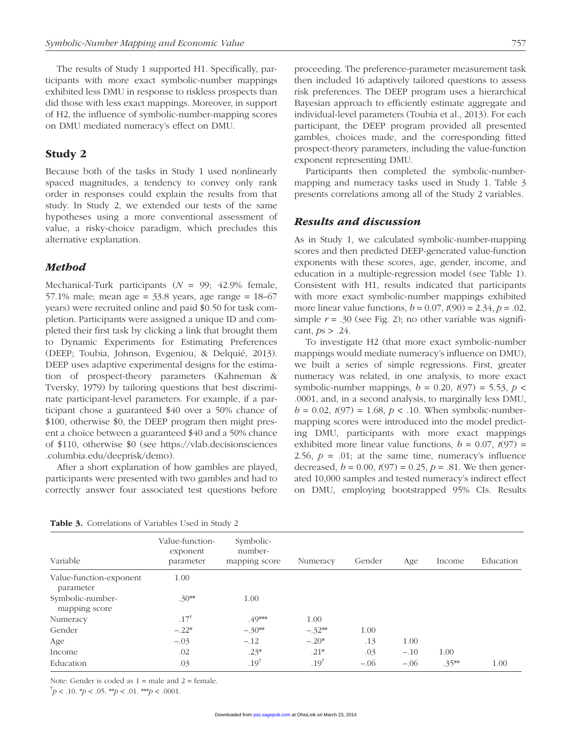The results of Study 1 supported H1. Specifically, participants with more exact symbolic-number mappings exhibited less DMU in response to riskless prospects than did those with less exact mappings. Moreover, in support of H2, the influence of symbolic-number-mapping scores on DMU mediated numeracy's effect on DMU.

## Study 2

Because both of the tasks in Study 1 used nonlinearly spaced magnitudes, a tendency to convey only rank order in responses could explain the results from that study. In Study 2, we extended our tests of the same hypotheses using a more conventional assessment of value, a risky-choice paradigm, which precludes this alternative explanation.

### *Method*

Mechanical-Turk participants ($N$ = 99; 42.9% female, 57.1% male; mean age = 33.8 years, age range = 18–67 years) were recruited online and paid $0.50 for task completion. Participants were assigned a unique ID and completed their first task by clicking a link that brought them to Dynamic Experiments for Estimating Preferences (DEEP; Toubia, Johnson, Evgeniou, & Delquié, 2013). DEEP uses adaptive experimental designs for the estimation of prospect-theory parameters (Kahneman & Tversky, 1979) by tailoring questions that best discriminate participant-level parameters. For example, if a participant chose a guaranteed $40 over a 50% chance of $100, otherwise $0, the DEEP program then might present a choice between a guaranteed $40 and a 50% chance of $110, otherwise $0 (see https://vlab.decisionsciences.columbia.edu/deeprisk/demo).

After a short explanation of how gambles are played, participants were presented with two gambles and had to correctly answer four associated test questions before proceeding. The preference-parameter measurement task then included 16 adaptively tailored questions to assess risk preferences. The DEEP program uses a hierarchical Bayesian approach to efficiently estimate aggregate and individual-level parameters (Toubia et al., 2013). For each participant, the DEEP program provided all presented gambles, choices made, and the corresponding fitted prospect-theory parameters, including the value-function exponent representing DMU.

Participants then completed the symbolic-number-mapping and numeracy tasks used in Study 1. Table 3 presents correlations among all of the Study 2 variables.

### *Results and discussion*

As in Study 1, we calculated symbolic-number-mapping scores and then predicted DEEP-generated value-function exponents with these scores, age, gender, income, and education in a multiple-regression model (see Table 1). Consistent with H1, results indicated that participants with more exact symbolic-number mappings exhibited more linear value functions, $b$ = 0.07, $t(90)$ = 2.34, $p$ = .02, simple $r$ = .30 (see Fig. 2); no other variable was significant, $p$s > .24.

To investigate H2 (that more exact symbolic-number mappings would mediate numeracy's influence on DMU), we built a series of simple regressions. First, greater numeracy was related, in one analysis, to more exact symbolic-number mappings, $b$ = 0.20, $t(97)$ = 5.53, $p$ < .0001, and, in a second analysis, to marginally less DMU, $b$ = 0.02, $t(97)$ = 1.68, $p$ < .10. When symbolic-number-mapping scores were introduced into the model predicting DMU, participants with more exact mappings exhibited more linear value functions, $b$ = 0.07, $t(97)$ = 2.56, $p$ = .01; at the same time, numeracy's influence decreased, $b$ = 0.00, $t(97)$ = 0.25, $p$ = .81. We then generated 10,000 samples and tested numeracy's indirect effect on DMU, employing bootstrapped 95% CIs. Results

**Table 3.** Correlations of Variables Used in Study 2

| Variable | Value-function-exponent parameter | Symbolic-number-mapping score | Numeracy | Gender | Age | Income | Education |
|---|---|---|---|---|---|---|---|
| Value-function-exponent parameter | 1.00 | | | | | | |
| Symbolic-number-mapping score | .30** | 1.00 | | | | | |
| Numeracy | .17† | .49*** | 1.00 | | | | |
| Gender | −.22* | −.30** | −.32** | 1.00 | | | |
| Age | −.03 | −.12 | −.20* | .13 | 1.00 | | |
| Income | .02 | .23* | .21* | .03 | −.10 | 1.00 | |
| Education | .03 | .19† | .19† | −.06 | −.06 | .35** | 1.00 |

Note: Gender is coded as 1 = male and 2 = female.

†$p$ < .10. *$p$ < .05. **$p$ < .01. ***$p$ < .0001.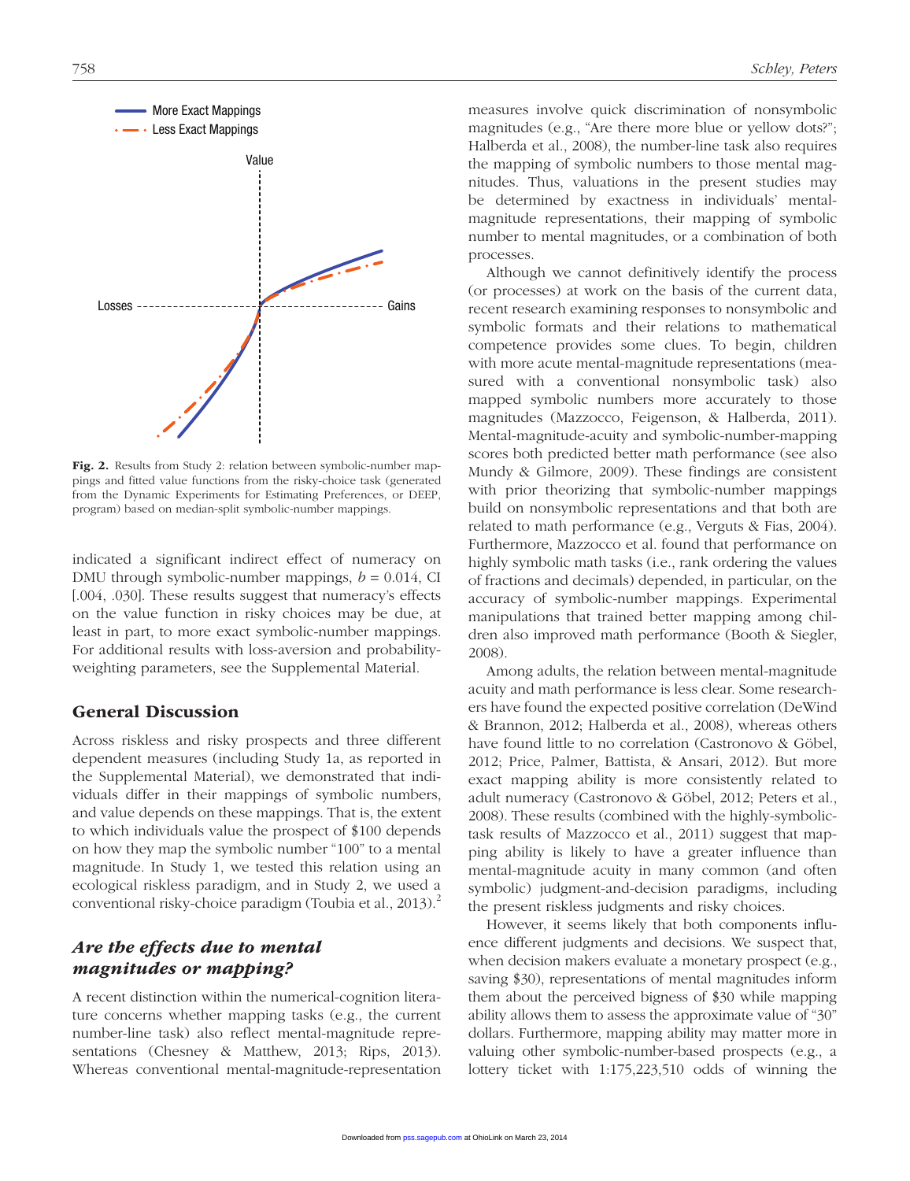Fig. 2. Results from Study 2: relation between symbolic-number mappings and fitted value functions from the risky-choice task (generated from the Dynamic Experiments for Estimating Preferences, or DEEP, program) based on median-split symbolic-number mappings.

indicated a significant indirect effect of numeracy on DMU through symbolic-number mappings, $b = 0.014$, CI [.004, .030]. These results suggest that numeracy's effects on the value function in risky choices may be due, at least in part, to more exact symbolic-number mappings. For additional results with loss-aversion and probability-weighting parameters, see the Supplemental Material.

## General Discussion

Across riskless and risky prospects and three different dependent measures (including Study 1a, as reported in the Supplemental Material), we demonstrated that individuals differ in their mappings of symbolic numbers, and value depends on these mappings. That is, the extent to which individuals value the prospect of $100 depends on how they map the symbolic number "100" to a mental magnitude. In Study 1, we tested this relation using an ecological riskless paradigm, and in Study 2, we used a conventional risky-choice paradigm (Toubia et al., 2013).[2]

### *Are the effects due to mental magnitudes or mapping?*

A recent distinction within the numerical-cognition literature concerns whether mapping tasks (e.g., the current number-line task) also reflect mental-magnitude representations (Chesney & Matthew, 2013; Rips, 2013). Whereas conventional mental-magnitude-representation measures involve quick discrimination of nonsymbolic magnitudes (e.g., "Are there more blue or yellow dots?"; Halberda et al., 2008), the number-line task also requires the mapping of symbolic numbers to those mental magnitudes. Thus, valuations in the present studies may be determined by exactness in individuals' mental-magnitude representations, their mapping of symbolic number to mental magnitudes, or a combination of both processes.

Although we cannot definitively identify the process (or processes) at work on the basis of the current data, recent research examining responses to nonsymbolic and symbolic formats and their relations to mathematical competence provides some clues. To begin, children with more acute mental-magnitude representations (measured with a conventional nonsymbolic task) also mapped symbolic numbers more accurately to those magnitudes (Mazzocco, Feigenson, & Halberda, 2011). Mental-magnitude-acuity and symbolic-number-mapping scores both predicted better math performance (see also Mundy & Gilmore, 2009). These findings are consistent with prior theorizing that symbolic-number mappings build on nonsymbolic representations and that both are related to math performance (e.g., Verguts & Fias, 2004). Furthermore, Mazzocco et al. found that performance on highly symbolic math tasks (i.e., rank ordering the values of fractions and decimals) depended, in particular, on the accuracy of symbolic-number mappings. Experimental manipulations that trained better mapping among children also improved math performance (Booth & Siegler, 2008).

Among adults, the relation between mental-magnitude acuity and math performance is less clear. Some researchers have found the expected positive correlation (DeWind & Brannon, 2012; Halberda et al., 2008), whereas others have found little to no correlation (Castronovo & Göbel, 2012; Price, Palmer, Battista, & Ansari, 2012). But more exact mapping ability is more consistently related to adult numeracy (Castronovo & Göbel, 2012; Peters et al., 2008). These results (combined with the highly-symbolic-task results of Mazzocco et al., 2011) suggest that mapping ability is likely to have a greater influence than mental-magnitude acuity in many common (and often symbolic) judgment-and-decision paradigms, including the present riskless judgments and risky choices.

However, it seems likely that both components influence different judgments and decisions. We suspect that, when decision makers evaluate a monetary prospect (e.g., saving $30), representations of mental magnitudes inform them about the perceived bigness of $30 while mapping ability allows them to assess the approximate value of "30" dollars. Furthermore, mapping ability may matter more in valuing other symbolic-number-based prospects (e.g., a lottery ticket with 1:175,223,510 odds of winning the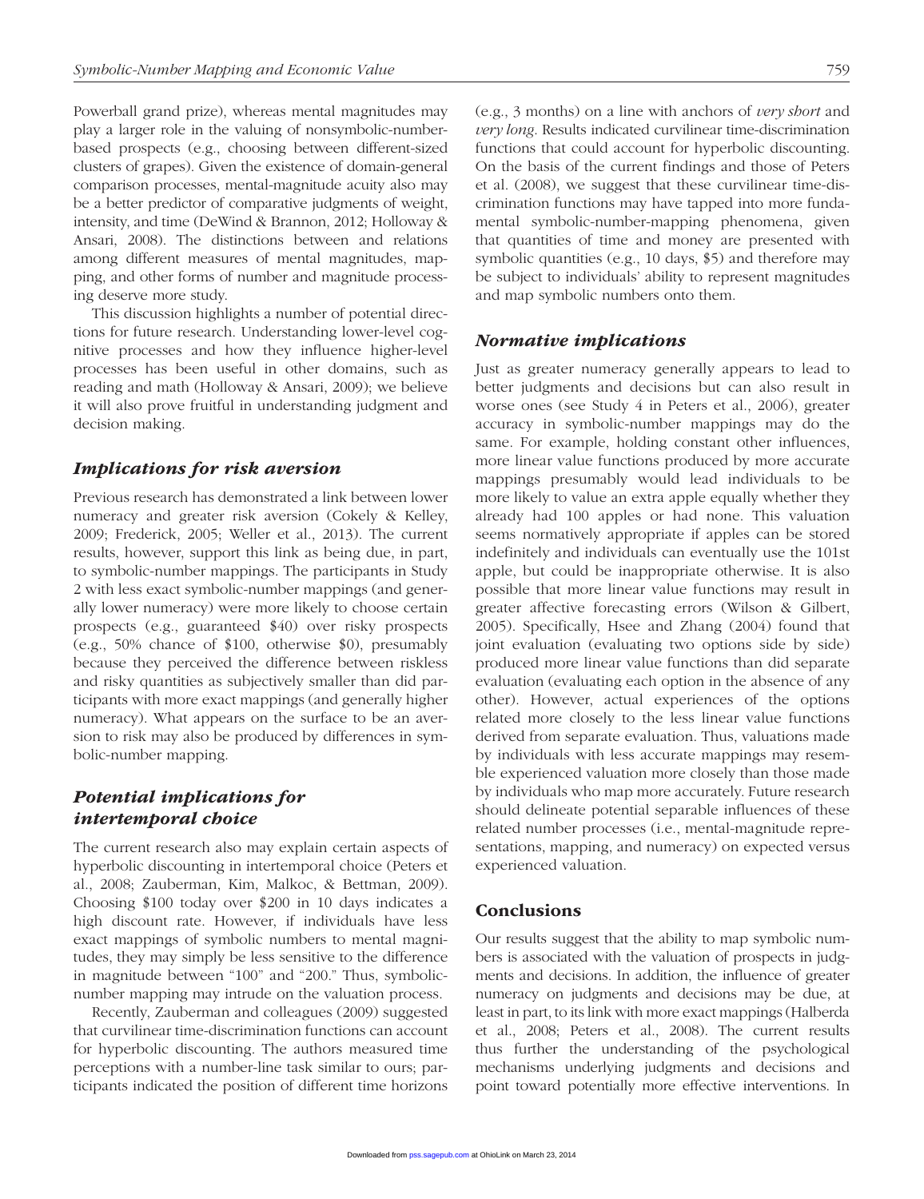Powerball grand prize), whereas mental magnitudes may play a larger role in the valuing of nonsymbolic-number-based prospects (e.g., choosing between different-sized clusters of grapes). Given the existence of domain-general comparison processes, mental-magnitude acuity also may be a better predictor of comparative judgments of weight, intensity, and time (DeWind & Brannon, 2012; Holloway & Ansari, 2008). The distinctions between and relations among different measures of mental magnitudes, mapping, and other forms of number and magnitude processing deserve more study.

This discussion highlights a number of potential directions for future research. Understanding lower-level cognitive processes and how they influence higher-level processes has been useful in other domains, such as reading and math (Holloway & Ansari, 2009); we believe it will also prove fruitful in understanding judgment and decision making.

### *Implications for risk aversion*

Previous research has demonstrated a link between lower numeracy and greater risk aversion (Cokely & Kelley, 2009; Frederick, 2005; Weller et al., 2013). The current results, however, support this link as being due, in part, to symbolic-number mappings. The participants in Study 2 with less exact symbolic-number mappings (and generally lower numeracy) were more likely to choose certain prospects (e.g., guaranteed \$40) over risky prospects (e.g., 50% chance of \$100, otherwise \$0), presumably because they perceived the difference between riskless and risky quantities as subjectively smaller than did participants with more exact mappings (and generally higher numeracy). What appears on the surface to be an aversion to risk may also be produced by differences in symbolic-number mapping.

### *Potential implications for intertemporal choice*

The current research also may explain certain aspects of hyperbolic discounting in intertemporal choice (Peters et al., 2008; Zauberman, Kim, Malkoc, & Bettman, 2009). Choosing \$100 today over \$200 in 10 days indicates a high discount rate. However, if individuals have less exact mappings of symbolic numbers to mental magnitudes, they may simply be less sensitive to the difference in magnitude between "100" and "200." Thus, symbolic-number mapping may intrude on the valuation process.

Recently, Zauberman and colleagues (2009) suggested that curvilinear time-discrimination functions can account for hyperbolic discounting. The authors measured time perceptions with a number-line task similar to ours; participants indicated the position of different time horizons (e.g., 3 months) on a line with anchors of *very short* and *very long*. Results indicated curvilinear time-discrimination functions that could account for hyperbolic discounting. On the basis of the current findings and those of Peters et al. (2008), we suggest that these curvilinear time-discrimination functions may have tapped into more fundamental symbolic-number-mapping phenomena, given that quantities of time and money are presented with symbolic quantities (e.g., 10 days, \$5) and therefore may be subject to individuals' ability to represent magnitudes and map symbolic numbers onto them.

### *Normative implications*

Just as greater numeracy generally appears to lead to better judgments and decisions but can also result in worse ones (see Study 4 in Peters et al., 2006), greater accuracy in symbolic-number mappings may do the same. For example, holding constant other influences, more linear value functions produced by more accurate mappings presumably would lead individuals to be more likely to value an extra apple equally whether they already had 100 apples or had none. This valuation seems normatively appropriate if apples can be stored indefinitely and individuals can eventually use the 101st apple, but could be inappropriate otherwise. It is also possible that more linear value functions may result in greater affective forecasting errors (Wilson & Gilbert, 2005). Specifically, Hsee and Zhang (2004) found that joint evaluation (evaluating two options side by side) produced more linear value functions than did separate evaluation (evaluating each option in the absence of any other). However, actual experiences of the options related more closely to the less linear value functions derived from separate evaluation. Thus, valuations made by individuals with less accurate mappings may resemble experienced valuation more closely than those made by individuals who map more accurately. Future research should delineate potential separable influences of these related number processes (i.e., mental-magnitude representations, mapping, and numeracy) on expected versus experienced valuation.

## Conclusions

Our results suggest that the ability to map symbolic numbers is associated with the valuation of prospects in judgments and decisions. In addition, the influence of greater numeracy on judgments and decisions may be due, at least in part, to its link with more exact mappings (Halberda et al., 2008; Peters et al., 2008). The current results thus further the understanding of the psychological mechanisms underlying judgments and decisions and point toward potentially more effective interventions. In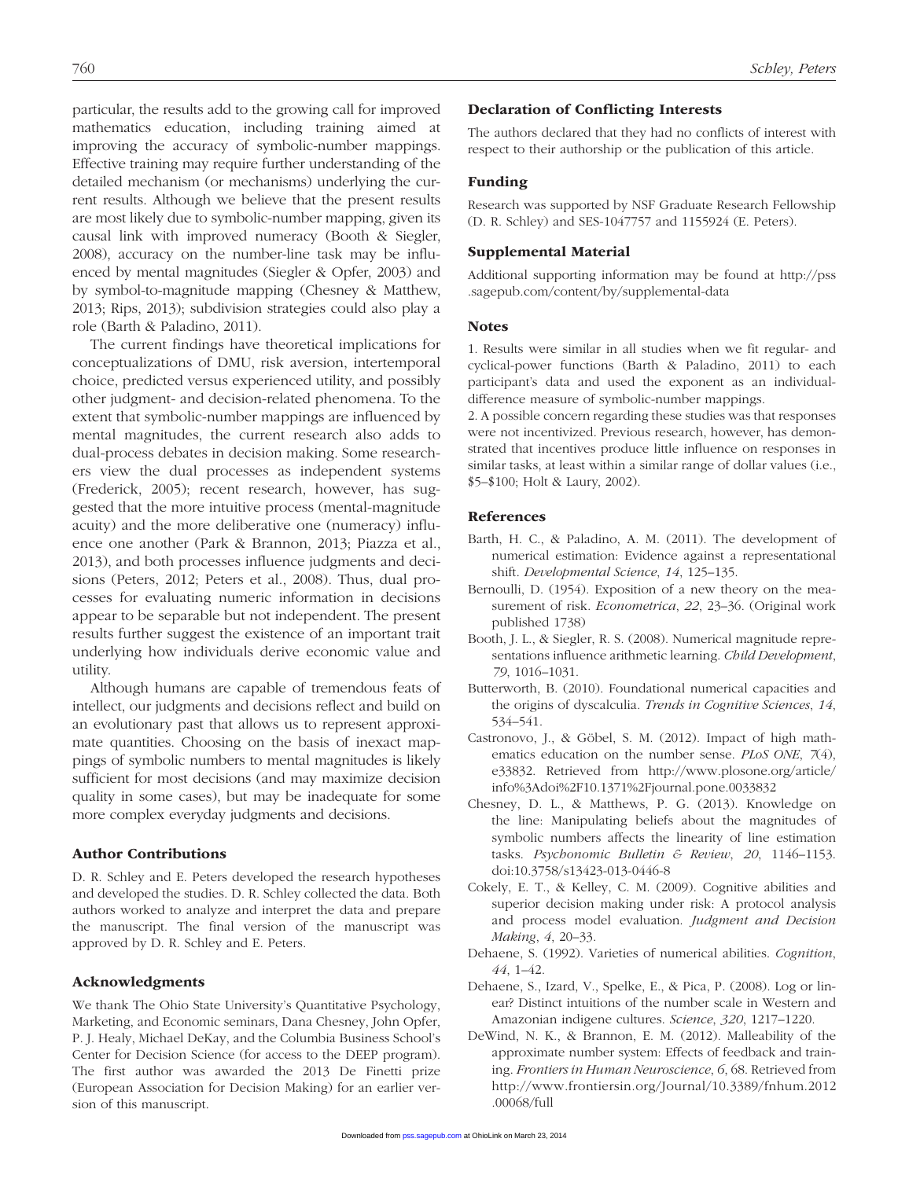particular, the results add to the growing call for improved mathematics education, including training aimed at improving the accuracy of symbolic-number mappings. Effective training may require further understanding of the detailed mechanism (or mechanisms) underlying the current results. Although we believe that the present results are most likely due to symbolic-number mapping, given its causal link with improved numeracy (Booth & Siegler, 2008), accuracy on the number-line task may be influenced by mental magnitudes (Siegler & Opfer, 2003) and by symbol-to-magnitude mapping (Chesney & Matthew, 2013; Rips, 2013); subdivision strategies could also play a role (Barth & Paladino, 2011).

The current findings have theoretical implications for conceptualizations of DMU, risk aversion, intertemporal choice, predicted versus experienced utility, and possibly other judgment- and decision-related phenomena. To the extent that symbolic-number mappings are influenced by mental magnitudes, the current research also adds to dual-process debates in decision making. Some researchers view the dual processes as independent systems (Frederick, 2005); recent research, however, has suggested that the more intuitive process (mental-magnitude acuity) and the more deliberative one (numeracy) influence one another (Park & Brannon, 2013; Piazza et al., 2013), and both processes influence judgments and decisions (Peters, 2012; Peters et al., 2008). Thus, dual processes for evaluating numeric information in decisions appear to be separable but not independent. The present results further suggest the existence of an important trait underlying how individuals derive economic value and utility.

Although humans are capable of tremendous feats of intellect, our judgments and decisions reflect and build on an evolutionary past that allows us to represent approximate quantities. Choosing on the basis of inexact mappings of symbolic numbers to mental magnitudes is likely sufficient for most decisions (and may maximize decision quality in some cases), but may be inadequate for some more complex everyday judgments and decisions.

### Author Contributions

D. R. Schley and E. Peters developed the research hypotheses and developed the studies. D. R. Schley collected the data. Both authors worked to analyze and interpret the data and prepare the manuscript. The final version of the manuscript was approved by D. R. Schley and E. Peters.

### Acknowledgments

We thank The Ohio State University's Quantitative Psychology, Marketing, and Economic seminars, Dana Chesney, John Opfer, P. J. Healy, Michael DeKay, and the Columbia Business School's Center for Decision Science (for access to the DEEP program). The first author was awarded the 2013 De Finetti prize (European Association for Decision Making) for an earlier version of this manuscript.

### Declaration of Conflicting Interests

The authors declared that they had no conflicts of interest with respect to their authorship or the publication of this article.

### Funding

Research was supported by NSF Graduate Research Fellowship (D. R. Schley) and SES-1047757 and 1155924 (E. Peters).

### Supplemental Material

Additional supporting information may be found at http://pss.sagepub.com/content/by/supplemental-data

### Notes

1. Results were similar in all studies when we fit regular- and cyclical-power functions (Barth & Paladino, 2011) to each participant's data and used the exponent as an individual-difference measure of symbolic-number mappings.

2. A possible concern regarding these studies was that responses were not incentivized. Previous research, however, has demonstrated that incentives produce little influence on responses in similar tasks, at least within a similar range of dollar values (i.e., \$5–\$100; Holt & Laury, 2002).

### References

Barth, H. C., & Paladino, A. M. (2011). The development of numerical estimation: Evidence against a representational shift. *Developmental Science*, *14*, 125–135.

Bernoulli, D. (1954). Exposition of a new theory on the measurement of risk. *Econometrica*, *22*, 23–36. (Original work published 1738)

Booth, J. L., & Siegler, R. S. (2008). Numerical magnitude representations influence arithmetic learning. *Child Development*, *79*, 1016–1031.

Butterworth, B. (2010). Foundational numerical capacities and the origins of dyscalculia. *Trends in Cognitive Sciences*, *14*, 534–541.

Castronovo, J., & Göbel, S. M. (2012). Impact of high mathematics education on the number sense. *PLoS ONE*, *7*(4), e33832. Retrieved from http://www.plosone.org/article/info%3Adoi%2F10.1371%2Fjournal.pone.0033832

Chesney, D. L., & Matthews, P. G. (2013). Knowledge on the line: Manipulating beliefs about the magnitudes of symbolic numbers affects the linearity of line estimation tasks. *Psychonomic Bulletin & Review*, *20*, 1146–1153. doi:10.3758/s13423-013-0446-8

Cokely, E. T., & Kelley, C. M. (2009). Cognitive abilities and superior decision making under risk: A protocol analysis and process model evaluation. *Judgment and Decision Making*, *4*, 20–33.

Dehaene, S. (1992). Varieties of numerical abilities. *Cognition*, *44*, 1–42.

Dehaene, S., Izard, V., Spelke, E., & Pica, P. (2008). Log or linear? Distinct intuitions of the number scale in Western and Amazonian indigene cultures. *Science*, *320*, 1217–1220.

DeWind, N. K., & Brannon, E. M. (2012). Malleability of the approximate number system: Effects of feedback and training. *Frontiers in Human Neuroscience*, *6*, 68. Retrieved from http://www.frontiersin.org/Journal/10.3389/fnhum.2012.00068/full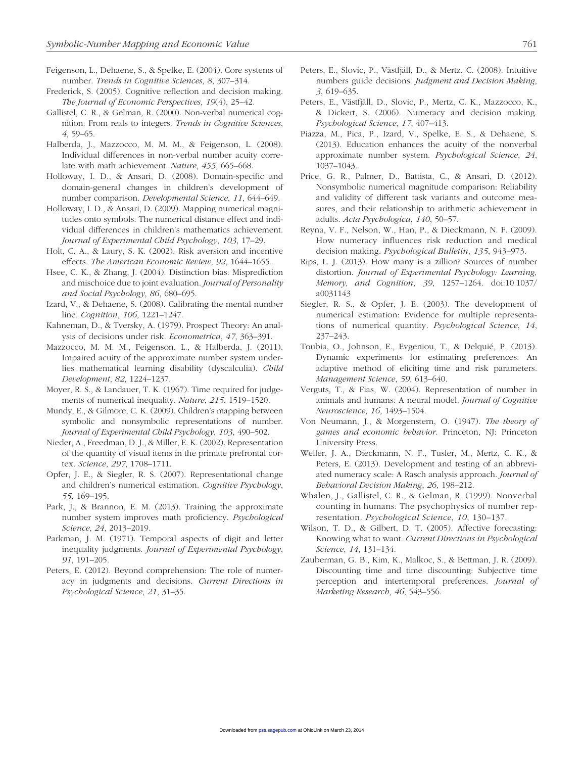Feigenson, L., Dehaene, S., & Spelke, E. (2004). Core systems of number. *Trends in Cognitive Sciences*, *8*, 307–314.

Frederick, S. (2005). Cognitive reflection and decision making. *The Journal of Economic Perspectives*, *19*(4), 25–42.

Gallistel, C. R., & Gelman, R. (2000). Non-verbal numerical cognition: From reals to integers. *Trends in Cognitive Sciences*, *4*, 59–65.

Halberda, J., Mazzocco, M. M. M., & Feigenson, L. (2008). Individual differences in non-verbal number acuity correlate with math achievement. *Nature*, *455*, 665–668.

Holloway, I. D., & Ansari, D. (2008). Domain-specific and domain-general changes in children's development of number comparison. *Developmental Science*, *11*, 644–649.

Holloway, I. D., & Ansari, D. (2009). Mapping numerical magnitudes onto symbols: The numerical distance effect and individual differences in children's mathematics achievement. *Journal of Experimental Child Psychology*, *103*, 17–29.

Holt, C. A., & Laury, S. K. (2002). Risk aversion and incentive effects. *The American Economic Review*, *92*, 1644–1655.

Hsee, C. K., & Zhang, J. (2004). Distinction bias: Misprediction and mischoice due to joint evaluation. *Journal of Personality and Social Psychology*, *86*, 680–695.

Izard, V., & Dehaene, S. (2008). Calibrating the mental number line. *Cognition*, *106*, 1221–1247.

Kahneman, D., & Tversky, A. (1979). Prospect Theory: An analysis of decisions under risk. *Econometrica*, *47*, 363–391.

Mazzocco, M. M. M., Feigenson, L., & Halberda, J. (2011). Impaired acuity of the approximate number system underlies mathematical learning disability (dyscalculia). *Child Development*, *82*, 1224–1237.

Moyer, R. S., & Landauer, T. K. (1967). Time required for judgements of numerical inequality. *Nature*, *215*, 1519–1520.

Mundy, E., & Gilmore, C. K. (2009). Children's mapping between symbolic and nonsymbolic representations of number. *Journal of Experimental Child Psychology*, *103*, 490–502.

Nieder, A., Freedman, D. J., & Miller, E. K. (2002). Representation of the quantity of visual items in the primate prefrontal cortex. *Science*, *297*, 1708–1711.

Opfer, J. E., & Siegler, R. S. (2007). Representational change and children's numerical estimation. *Cognitive Psychology*, *55*, 169–195.

Park, J., & Brannon, E. M. (2013). Training the approximate number system improves math proficiency. *Psychological Science*, *24*, 2013–2019.

Parkman, J. M. (1971). Temporal aspects of digit and letter inequality judgments. *Journal of Experimental Psychology*, *91*, 191–205.

Peters, E. (2012). Beyond comprehension: The role of numeracy in judgments and decisions. *Current Directions in Psychological Science*, *21*, 31–35.

Peters, E., Slovic, P., Västfjäll, D., & Mertz, C. (2008). Intuitive numbers guide decisions. *Judgment and Decision Making*, *3*, 619–635.

Peters, E., Västfjäll, D., Slovic, P., Mertz, C. K., Mazzocco, K., & Dickert, S. (2006). Numeracy and decision making. *Psychological Science*, *17*, 407–413.

Piazza, M., Pica, P., Izard, V., Spelke, E. S., & Dehaene, S. (2013). Education enhances the acuity of the nonverbal approximate number system. *Psychological Science*, *24*, 1037–1043.

Price, G. R., Palmer, D., Battista, C., & Ansari, D. (2012). Nonsymbolic numerical magnitude comparison: Reliability and validity of different task variants and outcome measures, and their relationship to arithmetic achievement in adults. *Acta Psychologica*, *140*, 50–57.

Reyna, V. F., Nelson, W., Han, P., & Dieckmann, N. F. (2009). How numeracy influences risk reduction and medical decision making. *Psychological Bulletin*, *135*, 943–973.

Rips, L. J. (2013). How many is a zillion? Sources of number distortion. *Journal of Experimental Psychology: Learning, Memory, and Cognition*, *39*, 1257–1264. doi:10.1037/a0031143

Siegler, R. S., & Opfer, J. E. (2003). The development of numerical estimation: Evidence for multiple representations of numerical quantity. *Psychological Science*, *14*, 237–243.

Toubia, O., Johnson, E., Evgeniou, T., & Delquié, P. (2013). Dynamic experiments for estimating preferences: An adaptive method of eliciting time and risk parameters. *Management Science*, *59*, 613–640.

Verguts, T., & Fias, W. (2004). Representation of number in animals and humans: A neural model. *Journal of Cognitive Neuroscience*, *16*, 1493–1504.

Von Neumann, J., & Morgenstern, O. (1947). *The theory of games and economic behavior*. Princeton, NJ: Princeton University Press.

Weller, J. A., Dieckmann, N. F., Tusler, M., Mertz, C. K., & Peters, E. (2013). Development and testing of an abbreviated numeracy scale: A Rasch analysis approach. *Journal of Behavioral Decision Making*, *26*, 198–212.

Whalen, J., Gallistel, C. R., & Gelman, R. (1999). Nonverbal counting in humans: The psychophysics of number representation. *Psychological Science*, *10*, 130–137.

Wilson, T. D., & Gilbert, D. T. (2005). Affective forecasting: Knowing what to want. *Current Directions in Psychological Science*, *14*, 131–134.

Zauberman, G. B., Kim, K., Malkoc, S., & Bettman, J. R. (2009). Discounting time and time discounting: Subjective time perception and intertemporal preferences. *Journal of Marketing Research*, *46*, 543–556.